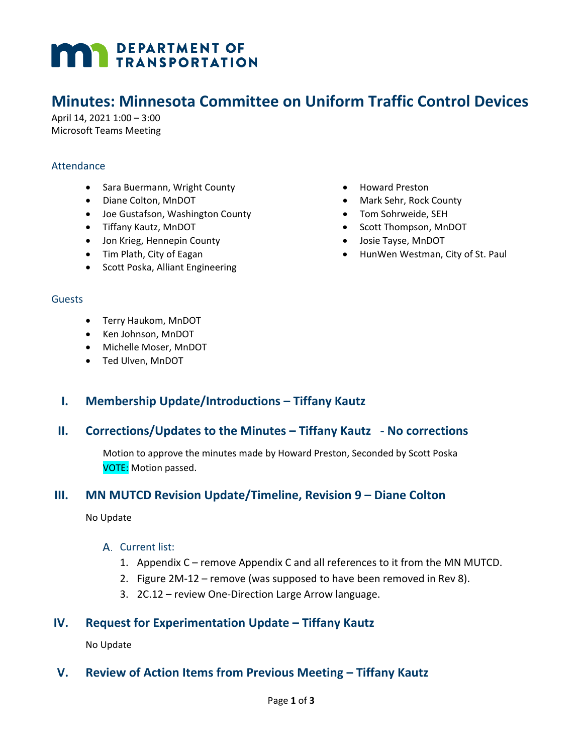# Minutes: Minnesota Committee on Uniform Traffic Control Devices

April 14, 2021 1:00 – 3:00
Microsoft Teams Meeting

## Attendance

- Sara Buermann, Wright County
- Diane Colton, MnDOT
- Joe Gustafson, Washington County
- Tiffany Kautz, MnDOT
- Jon Krieg, Hennepin County
- Tim Plath, City of Eagan
- Scott Poska, Alliant Engineering
- Howard Preston
- Mark Sehr, Rock County
- Tom Sohrweide, SEH
- Scott Thompson, MnDOT
- Josie Tayse, MnDOT
- HunWen Westman, City of St. Paul

## Guests

- Terry Haukom, MnDOT
- Ken Johnson, MnDOT
- Michelle Moser, MnDOT
- Ted Ulven, MnDOT

## I. Membership Update/Introductions – Tiffany Kautz

## II. Corrections/Updates to the Minutes – Tiffany Kautz - No corrections

Motion to approve the minutes made by Howard Preston, Seconded by Scott Poska
VOTE: Motion passed.

## III. MN MUTCD Revision Update/Timeline, Revision 9 – Diane Colton

No Update

### A. Current list:

1. Appendix C – remove Appendix C and all references to it from the MN MUTCD.
2. Figure 2M-12 – remove (was supposed to have been removed in Rev 8).
3. 2C.12 – review One-Direction Large Arrow language.

## IV. Request for Experimentation Update – Tiffany Kautz

No Update

## V. Review of Action Items from Previous Meeting – Tiffany Kautz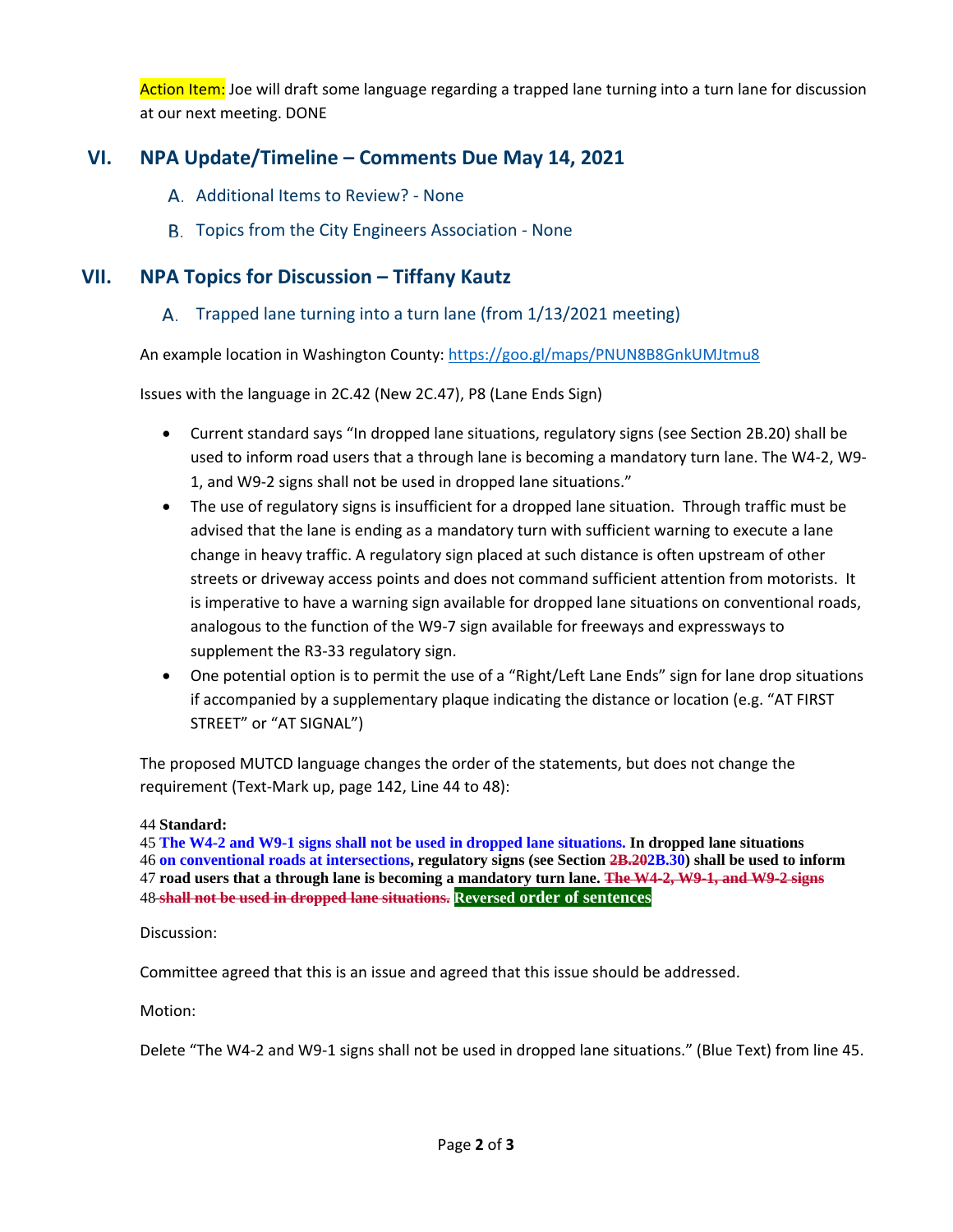Action Item: Joe will draft some language regarding a trapped lane turning into a turn lane for discussion at our next meeting. DONE

## VI. NPA Update/Timeline – Comments Due May 14, 2021

### A. Additional Items to Review? - None

### B. Topics from the City Engineers Association - None

## VII. NPA Topics for Discussion – Tiffany Kautz

### A. Trapped lane turning into a turn lane (from 1/13/2021 meeting)

An example location in Washington County: https://goo.gl/maps/PNUN8B8GnkUMJtmu8

Issues with the language in 2C.42 (New 2C.47), P8 (Lane Ends Sign)

- Current standard says "In dropped lane situations, regulatory signs (see Section 2B.20) shall be used to inform road users that a through lane is becoming a mandatory turn lane. The W4-2, W9-1, and W9-2 signs shall not be used in dropped lane situations."
- The use of regulatory signs is insufficient for a dropped lane situation. Through traffic must be advised that the lane is ending as a mandatory turn with sufficient warning to execute a lane change in heavy traffic. A regulatory sign placed at such distance is often upstream of other streets or driveway access points and does not command sufficient attention from motorists. It is imperative to have a warning sign available for dropped lane situations on conventional roads, analogous to the function of the W9-7 sign available for freeways and expressways to supplement the R3-33 regulatory sign.
- One potential option is to permit the use of a "Right/Left Lane Ends" sign for lane drop situations if accompanied by a supplementary plaque indicating the distance or location (e.g. "AT FIRST STREET" or "AT SIGNAL")

The proposed MUTCD language changes the order of the statements, but does not change the requirement (Text-Mark up, page 142, Line 44 to 48):

44 **Standard:**
45 **The W4-2 and W9-1 signs shall not be used in dropped lane situations. In dropped lane situations**
46 **on conventional roads at intersections, regulatory signs (see Section ~~2B.20~~2B.30) shall be used to inform**
47 **road users that a through lane is becoming a mandatory turn lane. ~~The W4-2, W9-1, and W9-2 signs~~**
48 **~~shall not be used in dropped lane situations.~~** **Reversed order of sentences**

Discussion:

Committee agreed that this is an issue and agreed that this issue should be addressed.

Motion:

Delete "The W4-2 and W9-1 signs shall not be used in dropped lane situations." (Blue Text) from line 45.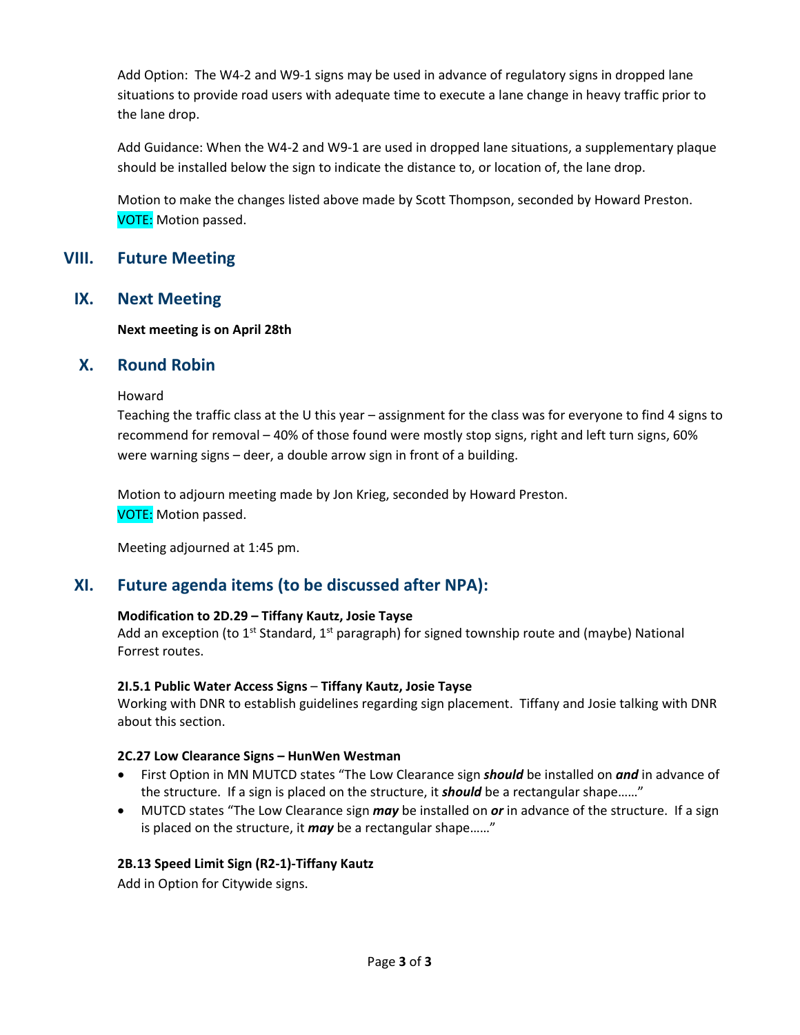Add Option: The W4-2 and W9-1 signs may be used in advance of regulatory signs in dropped lane situations to provide road users with adequate time to execute a lane change in heavy traffic prior to the lane drop.

Add Guidance: When the W4-2 and W9-1 are used in dropped lane situations, a supplementary plaque should be installed below the sign to indicate the distance to, or location of, the lane drop.

Motion to make the changes listed above made by Scott Thompson, seconded by Howard Preston. VOTE: Motion passed.

## VIII. Future Meeting

## IX. Next Meeting

**Next meeting is on April 28th**

## X. Round Robin

Howard
Teaching the traffic class at the U this year – assignment for the class was for everyone to find 4 signs to recommend for removal – 40% of those found were mostly stop signs, right and left turn signs, 60% were warning signs – deer, a double arrow sign in front of a building.

Motion to adjourn meeting made by Jon Krieg, seconded by Howard Preston. VOTE: Motion passed.

Meeting adjourned at 1:45 pm.

## XI. Future agenda items (to be discussed after NPA):

**Modification to 2D.29 – Tiffany Kautz, Josie Tayse**
Add an exception (to 1st Standard, 1st paragraph) for signed township route and (maybe) National Forrest routes.

**2I.5.1 Public Water Access Signs – Tiffany Kautz, Josie Tayse**
Working with DNR to establish guidelines regarding sign placement. Tiffany and Josie talking with DNR about this section.

**2C.27 Low Clearance Signs – HunWen Westman**

- First Option in MN MUTCD states "The Low Clearance sign ***should*** be installed on ***and*** in advance of the structure. If a sign is placed on the structure, it ***should*** be a rectangular shape……"
- MUTCD states "The Low Clearance sign ***may*** be installed on ***or*** in advance of the structure. If a sign is placed on the structure, it ***may*** be a rectangular shape……"

**2B.13 Speed Limit Sign (R2-1)-Tiffany Kautz**
Add in Option for Citywide signs.